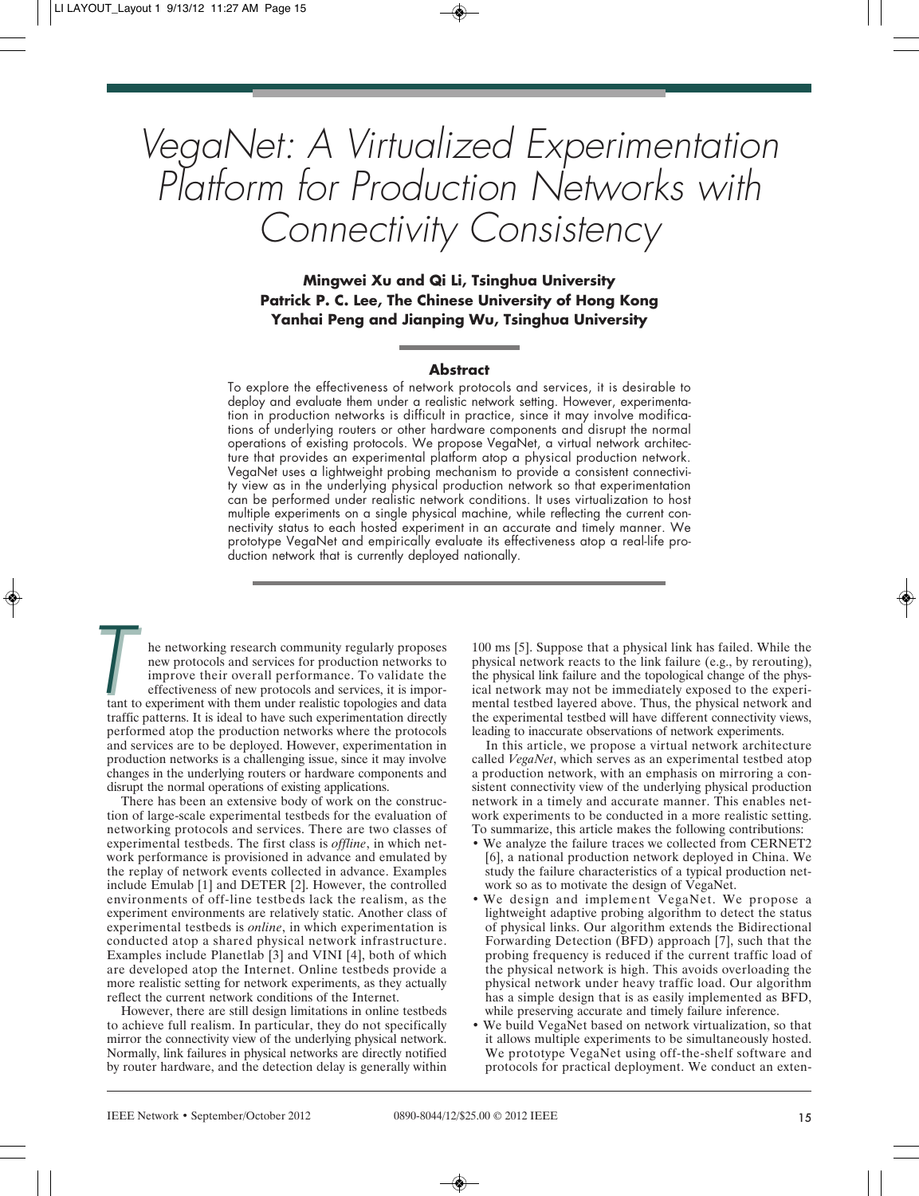# VegaNet: A Virtualized Experimentation Platform for Production Networks with Connectivity Consistency

**Mingwei Xu and Qi Li, Tsinghua University**
**Patrick P. C. Lee, The Chinese University of Hong Kong**
**Yanhai Peng and Jianping Wu, Tsinghua University**

## Abstract

To explore the effectiveness of network protocols and services, it is desirable to deploy and evaluate them under a realistic network setting. However, experimentation in production networks is difficult in practice, since it may involve modifications of underlying routers or other hardware components and disrupt the normal operations of existing protocols. We propose VegaNet, a virtual network architecture that provides an experimental platform atop a physical production network. VegaNet uses a lightweight probing mechanism to provide a consistent connectivity view as in the underlying physical production network so that experimentation can be performed under realistic network conditions. It uses virtualization to host multiple experiments on a single physical machine, while reflecting the current connectivity status to each hosted experiment in an accurate and timely manner. We prototype VegaNet and empirically evaluate its effectiveness atop a real-life production network that is currently deployed nationally.

The networking research community regularly proposes new protocols and services for production networks to improve their overall performance. To validate the effectiveness of new protocols and services, it is important to experiment with them under realistic topologies and data traffic patterns. It is ideal to have such experimentation directly performed atop the production networks where the protocols and services are to be deployed. However, experimentation in production networks is a challenging issue, since it may involve changes in the underlying routers or hardware components and disrupt the normal operations of existing applications.

There has been an extensive body of work on the construction of large-scale experimental testbeds for the evaluation of networking protocols and services. There are two classes of experimental testbeds. The first class is *offline*, in which network performance is provisioned in advance and emulated by the replay of network events collected in advance. Examples include Emulab [1] and DETER [2]. However, the controlled environments of off-line testbeds lack the realism, as the experiment environments are relatively static. Another class of experimental testbeds is *online*, in which experimentation is conducted atop a shared physical network infrastructure. Examples include Planetlab [3] and VINI [4], both of which are developed atop the Internet. Online testbeds provide a more realistic setting for network experiments, as they actually reflect the current network conditions of the Internet.

However, there are still design limitations in online testbeds to achieve full realism. In particular, they do not specifically mirror the connectivity view of the underlying physical network. Normally, link failures in physical networks are directly notified by router hardware, and the detection delay is generally within 100 ms [5]. Suppose that a physical link has failed. While the physical network reacts to the link failure (e.g., by rerouting), the physical link failure and the topological change of the physical network may not be immediately exposed to the experimental testbed layered above. Thus, the physical network and the experimental testbed will have different connectivity views, leading to inaccurate observations of network experiments.

In this article, we propose a virtual network architecture called *VegaNet*, which serves as an experimental testbed atop a production network, with an emphasis on mirroring a consistent connectivity view of the underlying physical production network in a timely and accurate manner. This enables network experiments to be conducted in a more realistic setting. To summarize, this article makes the following contributions:

- We analyze the failure traces we collected from CERNET2 [6], a national production network deployed in China. We study the failure characteristics of a typical production network so as to motivate the design of VegaNet.
- We design and implement VegaNet. We propose a lightweight adaptive probing algorithm to detect the status of physical links. Our algorithm extends the Bidirectional Forwarding Detection (BFD) approach [7], such that the probing frequency is reduced if the current traffic load of the physical network is high. This avoids overloading the physical network under heavy traffic load. Our algorithm has a simple design that is as easily implemented as BFD, while preserving accurate and timely failure inference.
- We build VegaNet based on network virtualization, so that it allows multiple experiments to be simultaneously hosted. We prototype VegaNet using off-the-shelf software and protocols for practical deployment. We conduct an exten-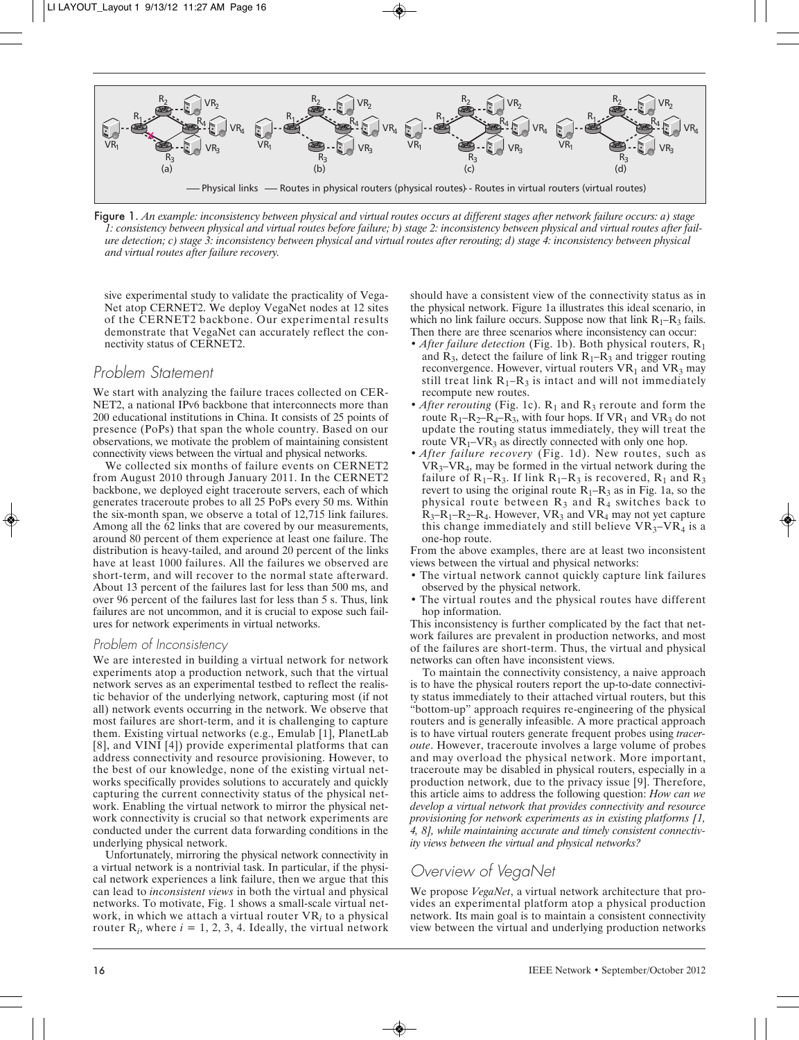Figure 1. *An example: inconsistency between physical and virtual routes occurs at different stages after network failure occurs: a) stage 1: consistency between physical and virtual routes before failure; b) stage 2: inconsistency between physical and virtual routes after failure detection; c) stage 3: inconsistency between physical and virtual routes after rerouting; d) stage 4: inconsistency between physical and virtual routes after failure recovery.*

sive experimental study to validate the practicality of VegaNet atop CERNET2. We deploy VegaNet nodes at 12 sites of the CERNET2 backbone. Our experimental results demonstrate that VegaNet can accurately reflect the connectivity status of CERNET2.

## Problem Statement

We start with analyzing the failure traces collected on CERNET2, a national IPv6 backbone that interconnects more than 200 educational institutions in China. It consists of 25 points of presence (PoPs) that span the whole country. Based on our observations, we motivate the problem of maintaining consistent connectivity views between the virtual and physical networks.

We collected six months of failure events on CERNET2 from August 2010 through January 2011. In the CERNET2 backbone, we deployed eight traceroute servers, each of which generates traceroute probes to all 25 PoPs every 50 ms. Within the six-month span, we observe a total of 12,715 link failures. Among all the 62 links that are covered by our measurements, around 80 percent of them experience at least one failure. The distribution is heavy-tailed, and around 20 percent of the links have at least 1000 failures. All the failures we observed are short-term, and will recover to the normal state afterward. About 13 percent of the failures last for less than 500 ms, and over 96 percent of the failures last for less than 5 s. Thus, link failures are not uncommon, and it is crucial to expose such failures for network experiments in virtual networks.

### Problem of Inconsistency

We are interested in building a virtual network for network experiments atop a production network, such that the virtual network serves as an experimental testbed to reflect the realistic behavior of the underlying network, capturing most (if not all) network events occurring in the network. We observe that most failures are short-term, and it is challenging to capture them. Existing virtual networks (e.g., Emulab [1], PlanetLab [8], and VINI [4]) provide experimental platforms that can address connectivity and resource provisioning. However, to the best of our knowledge, none of the existing virtual networks specifically provides solutions to accurately and quickly capturing the current connectivity status of the physical network. Enabling the virtual network to mirror the physical network connectivity is crucial so that network experiments are conducted under the current data forwarding conditions in the underlying physical network.

Unfortunately, mirroring the physical network connectivity in a virtual network is a nontrivial task. In particular, if the physical network experiences a link failure, then we argue that this can lead to *inconsistent views* in both the virtual and physical networks. To motivate, Fig. 1 shows a small-scale virtual network, in which we attach a virtual router $VR_i$ to a physical router $R_i$, where $i = 1, 2, 3, 4$. Ideally, the virtual network should have a consistent view of the connectivity status as in the physical network. Figure 1a illustrates this ideal scenario, in which no link failure occurs. Suppose now that link $R_1$–$R_3$ fails. Then there are three scenarios where inconsistency can occur:

- *After failure detection* (Fig. 1b). Both physical routers, $R_1$ and $R_3$, detect the failure of link $R_1$–$R_3$ and trigger routing reconvergence. However, virtual routers $VR_1$ and $VR_3$ may still treat link $R_1$–$R_3$ is intact and will not immediately recompute new routes.
- *After rerouting* (Fig. 1c). $R_1$ and $R_3$ reroute and form the route $R_1$–$R_2$–$R_4$–$R_3$, with four hops. If $VR_1$ and $VR_3$ do not update the routing status immediately, they will treat the route $VR_1$–$VR_3$ as directly connected with only one hop.
- *After failure recovery* (Fig. 1d). New routes, such as $VR_3$–$VR_4$, may be formed in the virtual network during the failure of $R_1$–$R_3$. If link $R_1$–$R_3$ is recovered, $R_1$ and $R_3$ revert to using the original route $R_1$–$R_3$ as in Fig. 1a, so the physical route between $R_3$ and $R_4$ switches back to $R_3$–$R_1$–$R_2$–$R_4$. However, $VR_3$ and $VR_4$ may not yet capture this change immediately and still believe $VR_3$–$VR_4$ is a one-hop route.

From the above examples, there are at least two inconsistent views between the virtual and physical networks:

- The virtual network cannot quickly capture link failures observed by the physical network.
- The virtual routes and the physical routes have different hop information.

This inconsistency is further complicated by the fact that network failures are prevalent in production networks, and most of the failures are short-term. Thus, the virtual and physical networks can often have inconsistent views.

To maintain the connectivity consistency, a naive approach is to have the physical routers report the up-to-date connectivity status immediately to their attached virtual routers, but this "bottom-up" approach requires re-engineering of the physical routers and is generally infeasible. A more practical approach is to have virtual routers generate frequent probes using *traceroute*. However, traceroute involves a large volume of probes and may overload the physical network. More important, traceroute may be disabled in physical routers, especially in a production network, due to the privacy issue [9]. Therefore, this article aims to address the following question: *How can we develop a virtual network that provides connectivity and resource provisioning for network experiments as in existing platforms [1, 4, 8], while maintaining accurate and timely consistent connectivity views between the virtual and physical networks?*

## Overview of VegaNet

We propose *VegaNet*, a virtual network architecture that provides an experimental platform atop a physical production network. Its main goal is to maintain a consistent connectivity view between the virtual and underlying production networks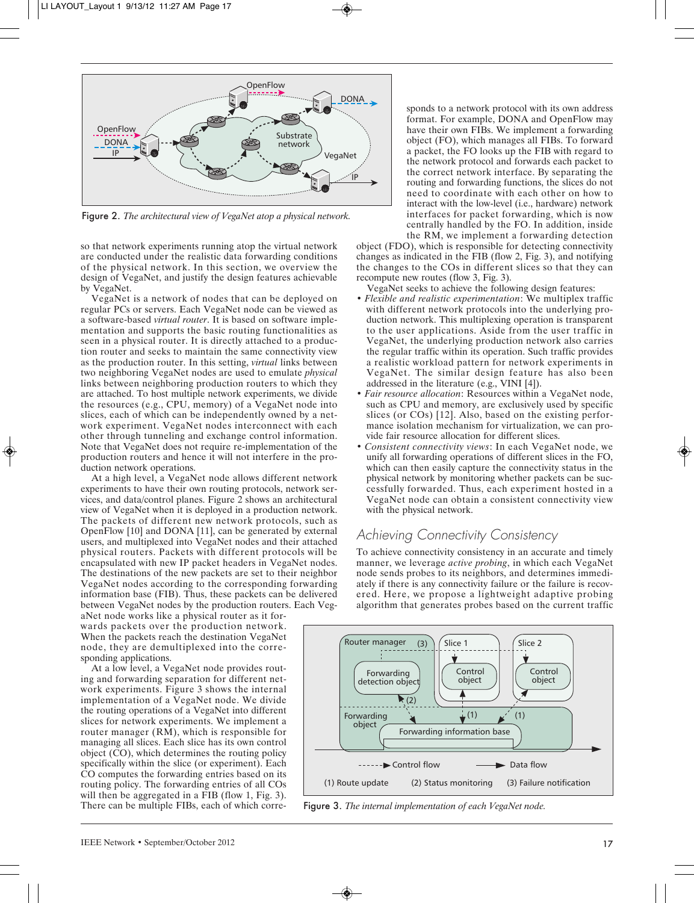Figure 2. *The architectural view of VegaNet atop a physical network.*

so that network experiments running atop the virtual network are conducted under the realistic data forwarding conditions of the physical network. In this section, we overview the design of VegaNet, and justify the design features achievable by VegaNet.

VegaNet is a network of nodes that can be deployed on regular PCs or servers. Each VegaNet node can be viewed as a software-based *virtual router*. It is based on software implementation and supports the basic routing functionalities as seen in a physical router. It is directly attached to a production router and seeks to maintain the same connectivity view as the production router. In this setting, *virtual* links between two neighboring VegaNet nodes are used to emulate *physical* links between neighboring production routers to which they are attached. To host multiple network experiments, we divide the resources (e.g., CPU, memory) of a VegaNet node into slices, each of which can be independently owned by a network experiment. VegaNet nodes interconnect with each other through tunneling and exchange control information. Note that VegaNet does not require re-implementation of the production routers and hence it will not interfere in the production network operations.

At a high level, a VegaNet node allows different network experiments to have their own routing protocols, network services, and data/control planes. Figure 2 shows an architectural view of VegaNet when it is deployed in a production network. The packets of different new network protocols, such as OpenFlow [10] and DONA [11], can be generated by external users, and multiplexed into VegaNet nodes and their attached physical routers. Packets with different protocols will be encapsulated with new IP packet headers in VegaNet nodes. The destinations of the new packets are set to their neighbor VegaNet nodes according to the corresponding forwarding information base (FIB). Thus, these packets can be delivered between VegaNet nodes by the production routers. Each VegaNet node works like a physical router as it forwards packets over the production network. When the packets reach the destination VegaNet node, they are demultiplexed into the corresponding applications.

At a low level, a VegaNet node provides routing and forwarding separation for different network experiments. Figure 3 shows the internal implementation of a VegaNet node. We divide the routing operations of a VegaNet node into different slices for network experiments. We implement a router manager (RM), which is responsible for managing all slices. Each slice has its own control object (CO), which determines the routing policy specifically within the slice (or experiment). Each CO computes the forwarding entries based on its routing policy. The forwarding entries of all COs will then be aggregated in a FIB (flow 1, Fig. 3). There can be multiple FIBs, each of which corresponds to a network protocol with its own address format. For example, DONA and OpenFlow may have their own FIBs. We implement a forwarding object (FO), which manages all FIBs. To forward a packet, the FO looks up the FIB with regard to the network protocol and forwards each packet to the correct network interface. By separating the routing and forwarding functions, the slices do not need to coordinate with each other on how to interact with the low-level (i.e., hardware) network interfaces for packet forwarding, which is now centrally handled by the FO. In addition, inside the RM, we implement a forwarding detection object (FDO), which is responsible for detecting connectivity changes as indicated in the FIB (flow 2, Fig. 3), and notifying the changes to the COs in different slices so that they can recompute new routes (flow 3, Fig. 3).

VegaNet seeks to achieve the following design features:

- *Flexible and realistic experimentation*: We multiplex traffic with different network protocols into the underlying production network. This multiplexing operation is transparent to the user applications. Aside from the user traffic in VegaNet, the underlying production network also carries the regular traffic within its operation. Such traffic provides a realistic workload pattern for network experiments in VegaNet. The similar design feature has also been addressed in the literature (e.g., VINI [4]).
- *Fair resource allocation*: Resources within a VegaNet node, such as CPU and memory, are exclusively used by specific slices (or COs) [12]. Also, based on the existing performance isolation mechanism for virtualization, we can provide fair resource allocation for different slices.
- *Consistent connectivity views*: In each VegaNet node, we unify all forwarding operations of different slices in the FO, which can then easily capture the connectivity status in the physical network by monitoring whether packets can be successfully forwarded. Thus, each experiment hosted in a VegaNet node can obtain a consistent connectivity view with the physical network.

## Achieving Connectivity Consistency

To achieve connectivity consistency in an accurate and timely manner, we leverage *active probing*, in which each VegaNet node sends probes to its neighbors, and determines immediately if there is any connectivity failure or the failure is recovered. Here, we propose a lightweight adaptive probing algorithm that generates probes based on the current traffic

Figure 3. *The internal implementation of each VegaNet node.*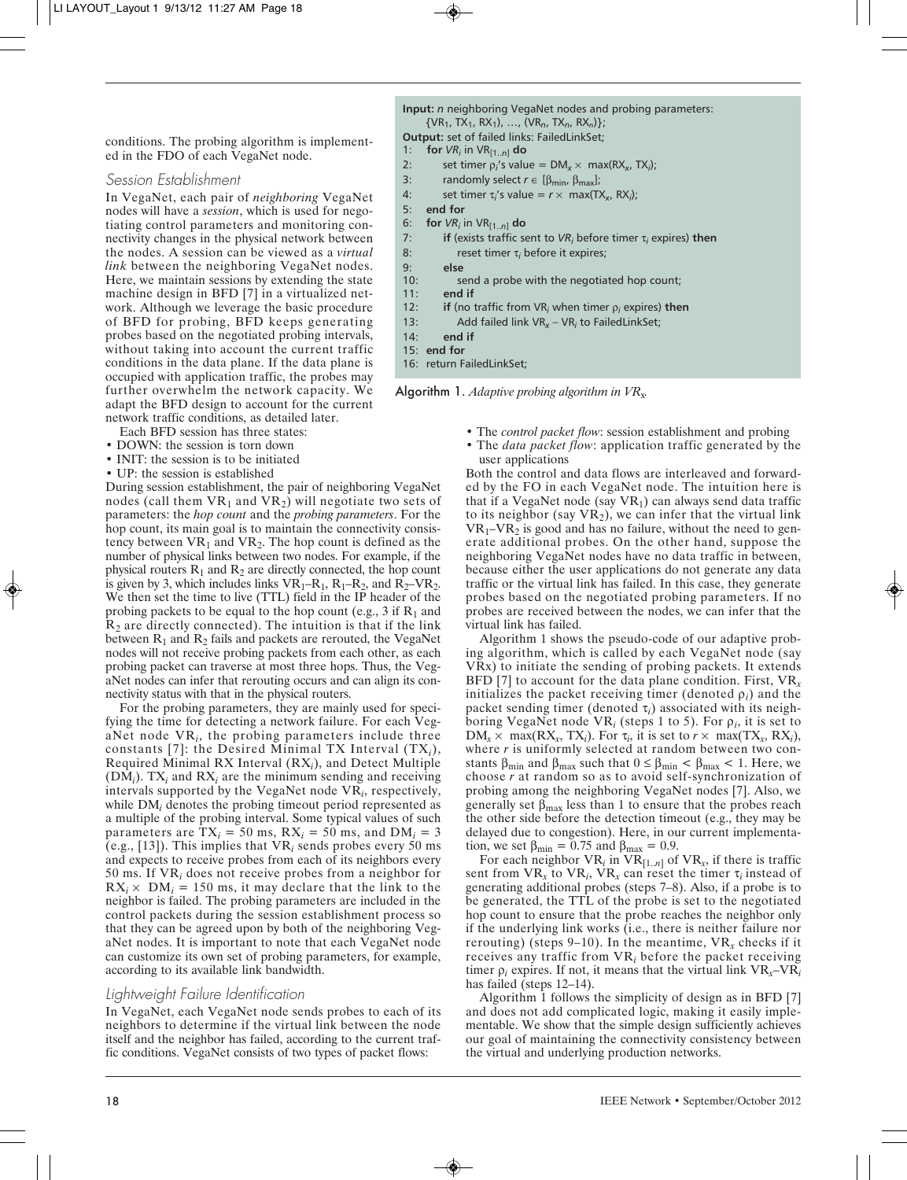conditions. The probing algorithm is implemented in the FDO of each VegaNet node.

### Session Establishment

In VegaNet, each pair of *neighboring* VegaNet nodes will have a *session*, which is used for negotiating control parameters and monitoring connectivity changes in the physical network between the nodes. A session can be viewed as a *virtual link* between the neighboring VegaNet nodes. Here, we maintain sessions by extending the state machine design in BFD [7] in a virtualized network. Although we leverage the basic procedure of BFD for probing, BFD keeps generating probes based on the negotiated probing intervals, without taking into account the current traffic conditions in the data plane. If the data plane is occupied with application traffic, the probes may further overwhelm the network capacity. We adapt the BFD design to account for the current network traffic conditions, as detailed later.

Each BFD session has three states:

- DOWN: the session is torn down
- INIT: the session is to be initiated
- UP: the session is established

During session establishment, the pair of neighboring VegaNet nodes (call them $VR_1$ and $VR_2$) will negotiate two sets of parameters: the *hop count* and the *probing parameters*. For the hop count, its main goal is to maintain the connectivity consistency between $VR_1$ and $VR_2$. The hop count is defined as the number of physical links between two nodes. For example, if the physical routers $R_1$ and $R_2$ are directly connected, the hop count is given by 3, which includes links $VR_1$–$R_1$, $R_1$–$R_2$, and $R_2$–$VR_2$. We then set the time to live (TTL) field in the IP header of the probing packets to be equal to the hop count (e.g., 3 if $R_1$ and $R_2$ are directly connected). The intuition is that if the link between $R_1$ and $R_2$ fails and packets are rerouted, the VegaNet nodes will not receive probing packets from each other, as each probing packet can traverse at most three hops. Thus, the VegaNet nodes can infer that rerouting occurs and can align its connectivity status with that in the physical routers.

For the probing parameters, they are mainly used for specifying the time for detecting a network failure. For each VegaNet node $VR_i$, the probing parameters include three constants [7]: the Desired Minimal TX Interval ($TX_i$), Required Minimal RX Interval ($RX_i$), and Detect Multiple ($DM_i$). $TX_i$ and $RX_i$ are the minimum sending and receiving intervals supported by the VegaNet node $VR_i$, respectively, while $DM_i$ denotes the probing timeout period represented as a multiple of the probing interval. Some typical values of such parameters are $TX_i$ = 50 ms, $RX_i$ = 50 ms, and $DM_i$ = 3 (e.g., [13]). This implies that $VR_i$ sends probes every 50 ms and expects to receive probes from each of its neighbors every 50 ms. If $VR_i$ does not receive probes from a neighbor for $RX_i \times DM_i$ = 150 ms, it may declare that the link to the neighbor is failed. The probing parameters are included in the control packets during the session establishment process so that they can be agreed upon by both of the neighboring VegaNet nodes. It is important to note that each VegaNet node can customize its own set of probing parameters, for example, according to its available link bandwidth.

### Lightweight Failure Identification

In VegaNet, each VegaNet node sends probes to each of its neighbors to determine if the virtual link between the node itself and the neighbor has failed, according to the current traffic conditions. VegaNet consists of two types of packet flows:

```
Input: n neighboring VegaNet nodes and probing parameters:
       {VR_1, TX_1, RX_1), ..., (VR_n, TX_n, RX_n)};
Output: set of failed links: FailedLinkSet;
1:  for VR_i in VR_[1..n] do
2:      set timer ρ_i's value = DM_x × max(RX_x, TX_i);
3:      randomly select r ∈ [β_min, β_max];
4:      set timer τ_i's value = r × max(TX_x, RX_i);
5:  end for
6:  for VR_i in VR_[1..n] do
7:      if (exists traffic sent to VR_i before timer τ_i expires) then
8:          reset timer τ_i before it expires;
9:      else
10:         send a probe with the negotiated hop count;
11:     end if
12:     if (no traffic from VR_i when timer ρ_i expires) then
13:         Add failed link VR_x – VR_i to FailedLinkSet;
14:     end if
15: end for
16: return FailedLinkSet;
```

**Algorithm 1.** *Adaptive probing algorithm in $VR_x$.*

- The *control packet flow*: session establishment and probing
- The *data packet flow*: application traffic generated by the user applications

Both the control and data flows are interleaved and forwarded by the FO in each VegaNet node. The intuition here is that if a VegaNet node (say $VR_1$) can always send data traffic to its neighbor (say $VR_2$), we can infer that the virtual link $VR_1$–$VR_2$ is good and has no failure, without the need to generate additional probes. On the other hand, suppose the neighboring VegaNet nodes have no data traffic in between, because either the user applications do not generate any data traffic or the virtual link has failed. In this case, they generate probes based on the negotiated probing parameters. If no probes are received between the nodes, we can infer that the virtual link has failed.

Algorithm 1 shows the pseudo-code of our adaptive probing algorithm, which is called by each VegaNet node (say VRx) to initiate the sending of probing packets. It extends BFD [7] to account for the data plane condition. First, $VR_x$ initializes the packet receiving timer (denoted $\rho_i$) and the packet sending timer (denoted $\tau_i$) associated with its neighboring VegaNet node $VR_i$ (steps 1 to 5). For $\rho_i$, it is set to $DM_x \times \max(RX_x, TX_i)$. For $\tau_i$, it is set to $r \times \max(TX_x, RX_i)$, where $r$ is uniformly selected at random between two constants $\beta_{min}$ and $\beta_{max}$ such that $0 \leq \beta_{min} < \beta_{max} < 1$. Here, we choose $r$ at random so as to avoid self-synchronization of probing among the neighboring VegaNet nodes [7]. Also, we generally set $\beta_{max}$ less than 1 to ensure that the probes reach the other side before the detection timeout (e.g., they may be delayed due to congestion). Here, in our current implementation, we set $\beta_{min}$ = 0.75 and $\beta_{max}$ = 0.9.

For each neighbor $VR_i$ in $VR_{[1..n]}$ of $VR_x$, if there is traffic sent from $VR_x$ to $VR_i$, $VR_x$ can reset the timer $\tau_i$ instead of generating additional probes (steps 7–8). Also, if a probe is to be generated, the TTL of the probe is set to the negotiated hop count to ensure that the probe reaches the neighbor only if the underlying link works (i.e., there is neither failure nor rerouting) (steps 9–10). In the meantime, $VR_x$ checks if it receives any traffic from $VR_i$ before the packet receiving timer $\rho_i$ expires. If not, it means that the virtual link $VR_x$–$VR_i$ has failed (steps 12–14).

Algorithm 1 follows the simplicity of design as in BFD [7] and does not add complicated logic, making it easily implementable. We show that the simple design sufficiently achieves our goal of maintaining the connectivity consistency between the virtual and underlying production networks.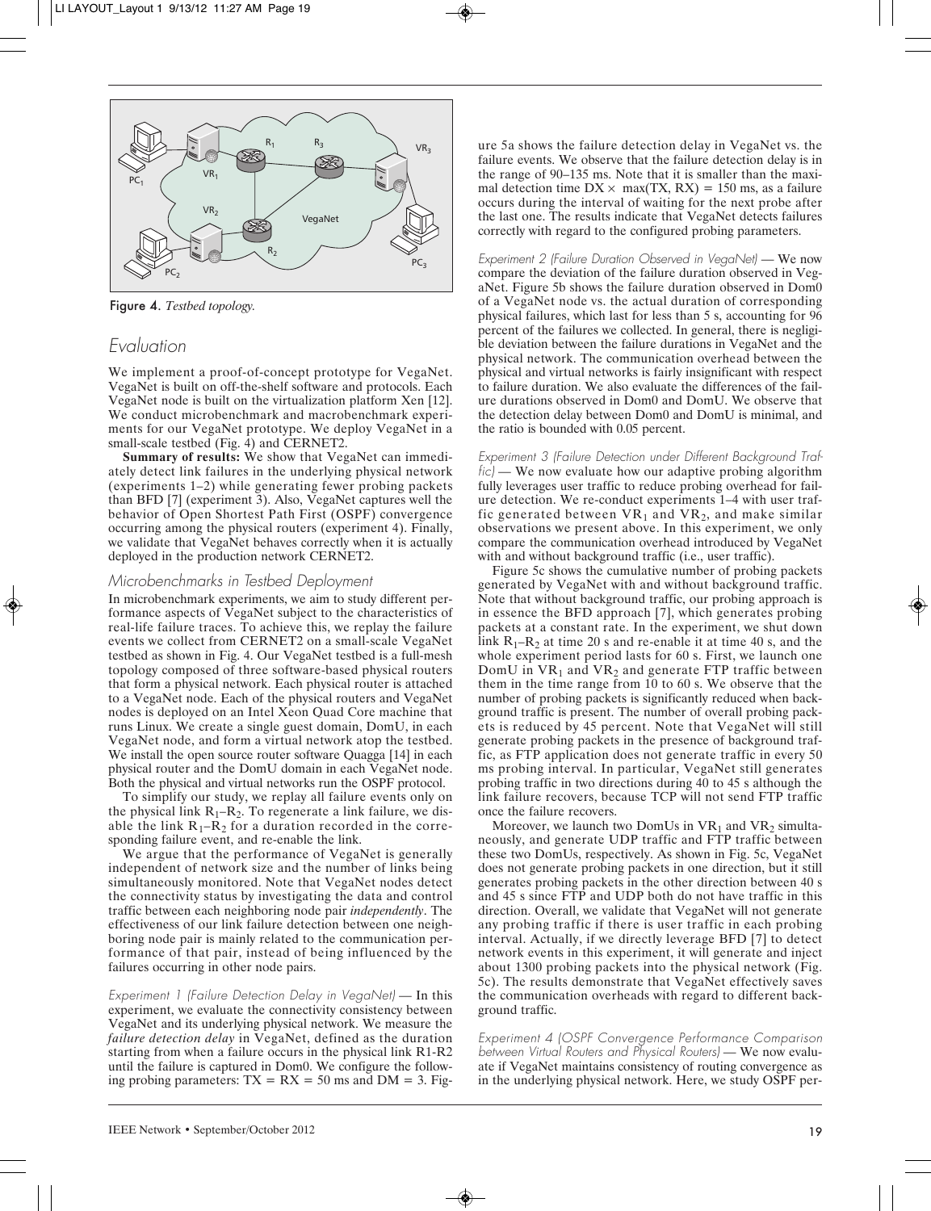Figure 4. *Testbed topology.*

## Evaluation

We implement a proof-of-concept prototype for VegaNet. VegaNet is built on off-the-shelf software and protocols. Each VegaNet node is built on the virtualization platform Xen [12]. We conduct microbenchmark and macrobenchmark experiments for our VegaNet prototype. We deploy VegaNet in a small-scale testbed (Fig. 4) and CERNET2.

**Summary of results:** We show that VegaNet can immediately detect link failures in the underlying physical network (experiments 1–2) while generating fewer probing packets than BFD [7] (experiment 3). Also, VegaNet captures well the behavior of Open Shortest Path First (OSPF) convergence occurring among the physical routers (experiment 4). Finally, we validate that VegaNet behaves correctly when it is actually deployed in the production network CERNET2.

### Microbenchmarks in Testbed Deployment

In microbenchmark experiments, we aim to study different performance aspects of VegaNet subject to the characteristics of real-life failure traces. To achieve this, we replay the failure events we collect from CERNET2 on a small-scale VegaNet testbed as shown in Fig. 4. Our VegaNet testbed is a full-mesh topology composed of three software-based physical routers that form a physical network. Each physical router is attached to a VegaNet node. Each of the physical routers and VegaNet nodes is deployed on an Intel Xeon Quad Core machine that runs Linux. We create a single guest domain, DomU, in each VegaNet node, and form a virtual network atop the testbed. We install the open source router software Quagga [14] in each physical router and the DomU domain in each VegaNet node. Both the physical and virtual networks run the OSPF protocol.

To simplify our study, we replay all failure events only on the physical link $R_1$–$R_2$. To regenerate a link failure, we disable the link $R_1$–$R_2$ for a duration recorded in the corresponding failure event, and re-enable the link.

We argue that the performance of VegaNet is generally independent of network size and the number of links being simultaneously monitored. Note that VegaNet nodes detect the connectivity status by investigating the data and control traffic between each neighboring node pair *independently*. The effectiveness of our link failure detection between one neighboring node pair is mainly related to the communication performance of that pair, instead of being influenced by the failures occurring in other node pairs.

*Experiment 1 (Failure Detection Delay in VegaNet)* — In this experiment, we evaluate the connectivity consistency between VegaNet and its underlying physical network. We measure the *failure detection delay* in VegaNet, defined as the duration starting from when a failure occurs in the physical link R1-R2 until the failure is captured in Dom0. We configure the following probing parameters: $TX = RX = 50$ ms and $DM = 3$. Figure 5a shows the failure detection delay in VegaNet vs. the failure events. We observe that the failure detection delay is in the range of 90–135 ms. Note that it is smaller than the maximal detection time $DX \times \max(TX, RX) = 150$ ms, as a failure occurs during the interval of waiting for the next probe after the last one. The results indicate that VegaNet detects failures correctly with regard to the configured probing parameters.

*Experiment 2 (Failure Duration Observed in VegaNet)* — We now compare the deviation of the failure duration observed in VegaNet. Figure 5b shows the failure duration observed in Dom0 of a VegaNet node vs. the actual duration of corresponding physical failures, which last for less than 5 s, accounting for 96 percent of the failures we collected. In general, there is negligible deviation between the failure durations in VegaNet and the physical network. The communication overhead between the physical and virtual networks is fairly insignificant with respect to failure duration. We also evaluate the differences of the failure durations observed in Dom0 and DomU. We observe that the detection delay between Dom0 and DomU is minimal, and the ratio is bounded with 0.05 percent.

*Experiment 3 (Failure Detection under Different Background Traffic)* — We now evaluate how our adaptive probing algorithm fully leverages user traffic to reduce probing overhead for failure detection. We re-conduct experiments 1–4 with user traffic generated between $VR_1$ and $VR_2$, and make similar observations we present above. In this experiment, we only compare the communication overhead introduced by VegaNet with and without background traffic (i.e., user traffic).

Figure 5c shows the cumulative number of probing packets generated by VegaNet with and without background traffic. Note that without background traffic, our probing approach is in essence the BFD approach [7], which generates probing packets at a constant rate. In the experiment, we shut down link $R_1$–$R_2$ at time 20 s and re-enable it at time 40 s, and the whole experiment period lasts for 60 s. First, we launch one DomU in $VR_1$ and $VR_2$ and generate FTP traffic between them in the time range from 10 to 60 s. We observe that the number of probing packets is significantly reduced when background traffic is present. The number of overall probing packets is reduced by 45 percent. Note that VegaNet will still generate probing packets in the presence of background traffic, as FTP application does not generate traffic in every 50 ms probing interval. In particular, VegaNet still generates probing traffic in two directions during 40 to 45 s although the link failure recovers, because TCP will not send FTP traffic once the failure recovers.

Moreover, we launch two DomUs in $VR_1$ and $VR_2$ simultaneously, and generate UDP traffic and FTP traffic between these two DomUs, respectively. As shown in Fig. 5c, VegaNet does not generate probing packets in one direction, but it still generates probing packets in the other direction between 40 s and 45 s since FTP and UDP both do not have traffic in this direction. Overall, we validate that VegaNet will not generate any probing traffic if there is user traffic in each probing interval. Actually, if we directly leverage BFD [7] to detect network events in this experiment, it will generate and inject about 1300 probing packets into the physical network (Fig. 5c). The results demonstrate that VegaNet effectively saves the communication overheads with regard to different background traffic.

*Experiment 4 (OSPF Convergence Performance Comparison between Virtual Routers and Physical Routers)* — We now evaluate if VegaNet maintains consistency of routing convergence as in the underlying physical network. Here, we study OSPF per-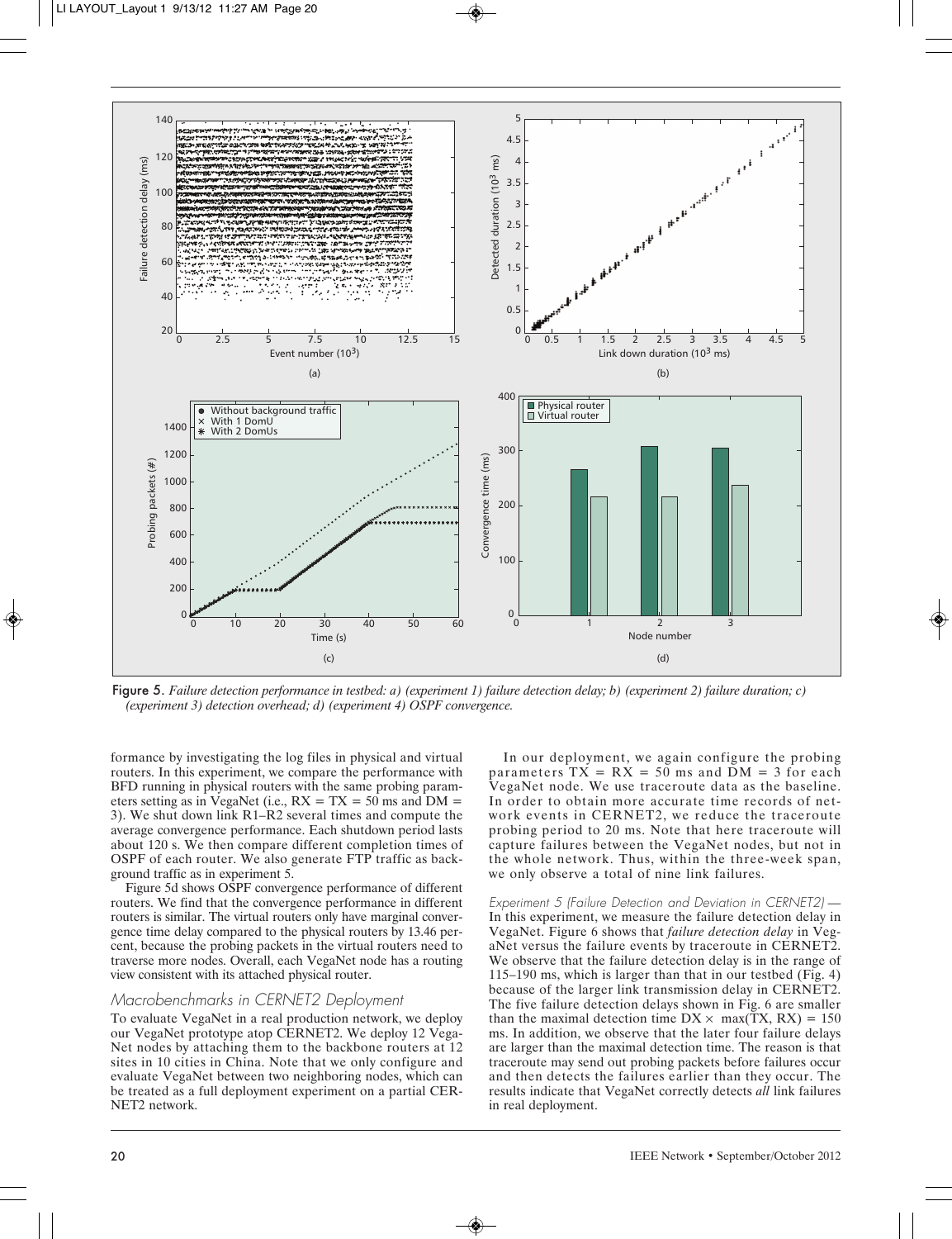Figure 5. *Failure detection performance in testbed: a) (experiment 1) failure detection delay; b) (experiment 2) failure duration; c) (experiment 3) detection overhead; d) (experiment 4) OSPF convergence.*

formance by investigating the log files in physical and virtual routers. In this experiment, we compare the performance with BFD running in physical routers with the same probing parameters setting as in VegaNet (i.e., RX = TX = 50 ms and DM = 3). We shut down link R1–R2 several times and compute the average convergence performance. Each shutdown period lasts about 120 s. We then compare different completion times of OSPF of each router. We also generate FTP traffic as background traffic as in experiment 5.

Figure 5d shows OSPF convergence performance of different routers. We find that the convergence performance in different routers is similar. The virtual routers only have marginal convergence time delay compared to the physical routers by 13.46 percent, because the probing packets in the virtual routers need to traverse more nodes. Overall, each VegaNet node has a routing view consistent with its attached physical router.

### Macrobenchmarks in CERNET2 Deployment

To evaluate VegaNet in a real production network, we deploy our VegaNet prototype atop CERNET2. We deploy 12 VegaNet nodes by attaching them to the backbone routers at 12 sites in 10 cities in China. Note that we only configure and evaluate VegaNet between two neighboring nodes, which can be treated as a full deployment experiment on a partial CERNET2 network.

In our deployment, we again configure the probing parameters TX = RX = 50 ms and DM = 3 for each VegaNet node. We use traceroute data as the baseline. In order to obtain more accurate time records of network events in CERNET2, we reduce the traceroute probing period to 20 ms. Note that here traceroute will capture failures between the VegaNet nodes, but not in the whole network. Thus, within the three-week span, we only observe a total of nine link failures.

*Experiment 5 (Failure Detection and Deviation in CERNET2)* — In this experiment, we measure the failure detection delay in VegaNet. Figure 6 shows that *failure detection delay* in VegaNet versus the failure events by traceroute in CERNET2. We observe that the failure detection delay is in the range of 115–190 ms, which is larger than that in our testbed (Fig. 4) because of the larger link transmission delay in CERNET2. The five failure detection delays shown in Fig. 6 are smaller than the maximal detection time DX × max(TX, RX) = 150 ms. In addition, we observe that the later four failure delays are larger than the maximal detection time. The reason is that traceroute may send out probing packets before failures occur and then detects the failures earlier than they occur. The results indicate that VegaNet correctly detects *all* link failures in real deployment.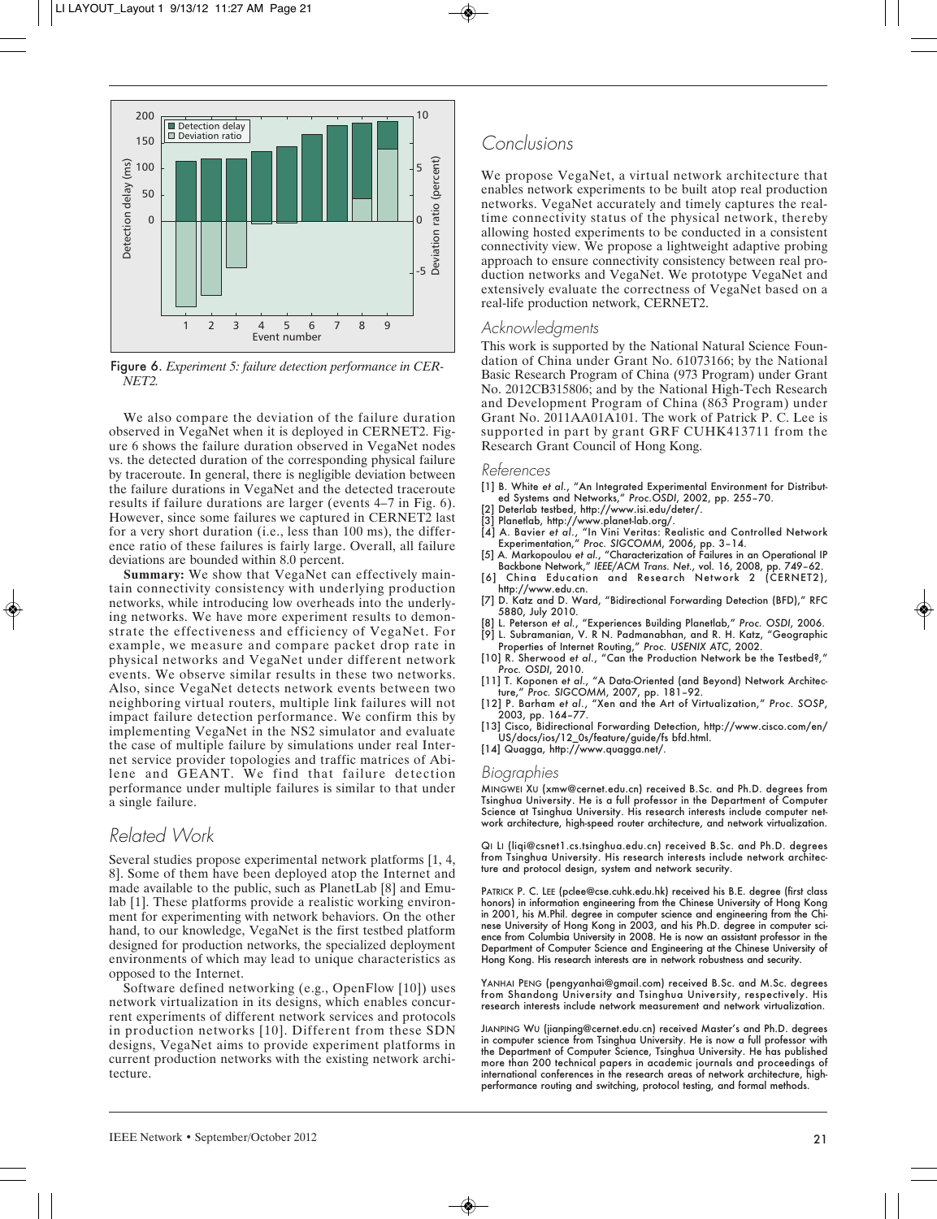200
150
100
50
0

10
5
0
-5

Detection delay
Deviation ratio

Detection delay (ms)

Deviation ratio (percent)

1 2 3 4 5 6 7 8 9

Event number

Figure 6. *Experiment 5: failure detection performance in CERNET2.*

We also compare the deviation of the failure duration observed in VegaNet when it is deployed in CERNET2. Figure 6 shows the failure duration observed in VegaNet nodes vs. the detected duration of the corresponding physical failure by traceroute. In general, there is negligible deviation between the failure durations in VegaNet and the detected traceroute results if failure durations are larger (events 4–7 in Fig. 6). However, since some failures we captured in CERNET2 last for a very short duration (i.e., less than 100 ms), the difference ratio of these failures is fairly large. Overall, all failure deviations are bounded within 8.0 percent.

**Summary:** We show that VegaNet can effectively maintain connectivity consistency with underlying production networks, while introducing low overheads into the underlying networks. We have more experiment results to demonstrate the effectiveness and efficiency of VegaNet. For example, we measure and compare packet drop rate in physical networks and VegaNet under different network events. We observe similar results in these two networks. Also, since VegaNet detects network events between two neighboring virtual routers, multiple link failures will not impact failure detection performance. We confirm this by implementing VegaNet in the NS2 simulator and evaluate the case of multiple failure by simulations under real Internet service provider topologies and traffic matrices of Abilene and GEANT. We find that failure detection performance under multiple failures is similar to that under a single failure.

## Related Work

Several studies propose experimental network platforms [1, 4, 8]. Some of them have been deployed atop the Internet and made available to the public, such as PlanetLab [8] and Emulab [1]. These platforms provide a realistic working environment for experimenting with network behaviors. On the other hand, to our knowledge, VegaNet is the first testbed platform designed for production networks, the specialized deployment environments of which may lead to unique characteristics as opposed to the Internet.

Software defined networking (e.g., OpenFlow [10]) uses network virtualization in its designs, which enables concurrent experiments of different network services and protocols in production networks [10]. Different from these SDN designs, VegaNet aims to provide experiment platforms in current production networks with the existing network architecture.

## Conclusions

We propose VegaNet, a virtual network architecture that enables network experiments to be built atop real production networks. VegaNet accurately and timely captures the real-time connectivity status of the physical network, thereby allowing hosted experiments to be conducted in a consistent connectivity view. We propose a lightweight adaptive probing approach to ensure connectivity consistency between real production networks and VegaNet. We prototype VegaNet and extensively evaluate the correctness of VegaNet based on a real-life production network, CERNET2.

## Acknowledgments

This work is supported by the National Natural Science Foundation of China under Grant No. 61073166; by the National Basic Research Program of China (973 Program) under Grant No. 2012CB315806; and by the National High-Tech Research and Development Program of China (863 Program) under Grant No. 2011AA01A101. The work of Patrick P. C. Lee is supported in part by grant GRF CUHK413711 from the Research Grant Council of Hong Kong.

## References

[1] B. White *et al.*, "An Integrated Experimental Environment for Distributed Systems and Networks," *Proc.OSDI*, 2002, pp. 255–70.
[2] Deterlab testbed, http://www.isi.edu/deter/.
[3] Planetlab, http://www.planet-lab.org/.
[4] A. Bavier *et al.*, "In Vini Veritas: Realistic and Controlled Network Experimentation," *Proc. SIGCOMM*, 2006, pp. 3–14.
[5] A. Markopoulou *et al.*, "Characterization of Failures in an Operational IP Backbone Network," *IEEE/ACM Trans. Net.*, vol. 16, 2008, pp. 749–62.
[6] China Education and Research Network 2 (CERNET2), http://www.edu.cn.
[7] D. Katz and D. Ward, "Bidirectional Forwarding Detection (BFD)," RFC 5880, July 2010.
[8] L. Peterson *et al.*, "Experiences Building Planetlab," *Proc. OSDI*, 2006.
[9] L. Subramanian, V. R N. Padmanabhan, and R. H. Katz, "Geographic Properties of Internet Routing," *Proc. USENIX ATC*, 2002.
[10] R. Sherwood *et al.*, "Can the Production Network be the Testbed?," *Proc. OSDI*, 2010.
[11] T. Koponen *et al.*, "A Data-Oriented (and Beyond) Network Architecture," *Proc. SIGCOMM*, 2007, pp. 181–92.
[12] P. Barham *et al.*, "Xen and the Art of Virtualization," *Proc. SOSP*, 2003, pp. 164–77.
[13] Cisco, Bidirectional Forwarding Detection, http://www.cisco.com/en/US/docs/ios/12_0s/feature/guide/fs bfd.html.
[14] Quagga, http://www.quagga.net/.

## Biographies

MINGWEI XU (xmw@cernet.edu.cn) received B.Sc. and Ph.D. degrees from Tsinghua University. He is a full professor in the Department of Computer Science at Tsinghua University. His research interests include computer network architecture, high-speed router architecture, and network virtualization.

QI LI (liqi@csnet1.cs.tsinghua.edu.cn) received B.Sc. and Ph.D. degrees from Tsinghua University. His research interests include network architecture and protocol design, system and network security.

PATRICK P. C. LEE (pclee@cse.cuhk.edu.hk) received his B.E. degree (first class honors) in information engineering from the Chinese University of Hong Kong in 2001, his M.Phil. degree in computer science and engineering from the Chinese University of Hong Kong in 2003, and his Ph.D. degree in computer science from Columbia University in 2008. He is now an assistant professor in the Department of Computer Science and Engineering at the Chinese University of Hong Kong. His research interests are in network robustness and security.

YANHAI PENG (pengyanhai@gmail.com) received B.Sc. and M.Sc. degrees from Shandong University and Tsinghua University, respectively. His research interests include network measurement and network virtualization.

JIANPING WU (jianping@cernet.edu.cn) received Master's and Ph.D. degrees in computer science from Tsinghua University. He is now a full professor with the Department of Computer Science, Tsinghua University. He has published more than 200 technical papers in academic journals and proceedings of international conferences in the research areas of network architecture, high-performance routing and switching, protocol testing, and formal methods.